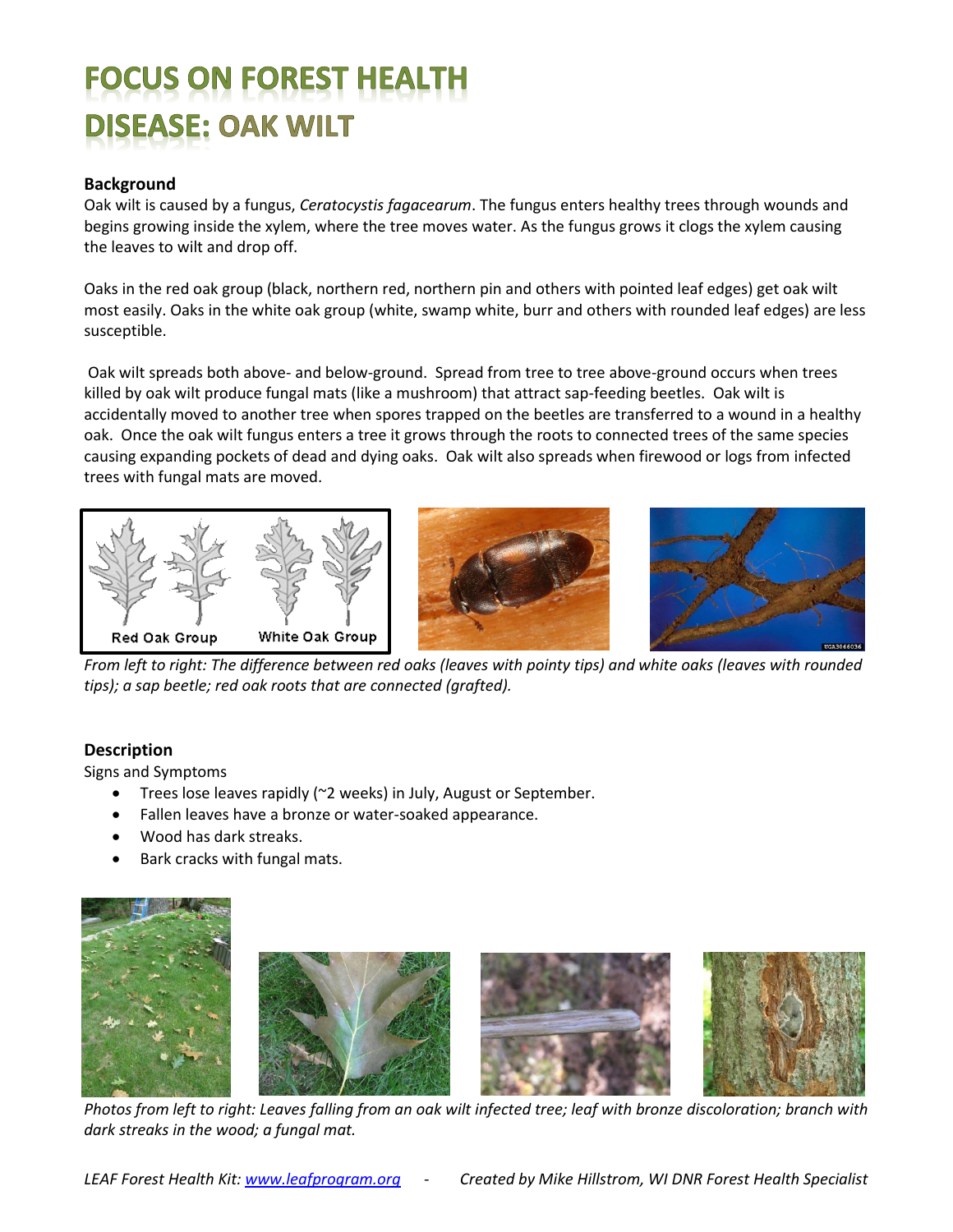# FOCUS ON FOREST HEALTH

# DISEASE: OAK WILT

**Background**

Oak wilt is caused by a fungus, *Ceratocystis fagacearum*. The fungus enters healthy trees through wounds and begins growing inside the xylem, where the tree moves water. As the fungus grows it clogs the xylem causing the leaves to wilt and drop off.

Oaks in the red oak group (black, northern red, northern pin and others with pointed leaf edges) get oak wilt most easily. Oaks in the white oak group (white, swamp white, burr and others with rounded leaf edges) are less susceptible.

Oak wilt spreads both above- and below-ground. Spread from tree to tree above-ground occurs when trees killed by oak wilt produce fungal mats (like a mushroom) that attract sap-feeding beetles. Oak wilt is accidentally moved to another tree when spores trapped on the beetles are transferred to a wound in a healthy oak. Once the oak wilt fungus enters a tree it grows through the roots to connected trees of the same species causing expanding pockets of dead and dying oaks. Oak wilt also spreads when firewood or logs from infected trees with fungal mats are moved.

Red Oak Group    White Oak Group

*From left to right: The difference between red oaks (leaves with pointy tips) and white oaks (leaves with rounded tips); a sap beetle; red oak roots that are connected (grafted).*

**Description**

Signs and Symptoms

- Trees lose leaves rapidly (~2 weeks) in July, August or September.
- Fallen leaves have a bronze or water-soaked appearance.
- Wood has dark streaks.
- Bark cracks with fungal mats.

*Photos from left to right: Leaves falling from an oak wilt infected tree; leaf with bronze discoloration; branch with dark streaks in the wood; a fungal mat.*

*LEAF Forest Health Kit: www.leafprogram.org - Created by Mike Hillstrom, WI DNR Forest Health Specialist*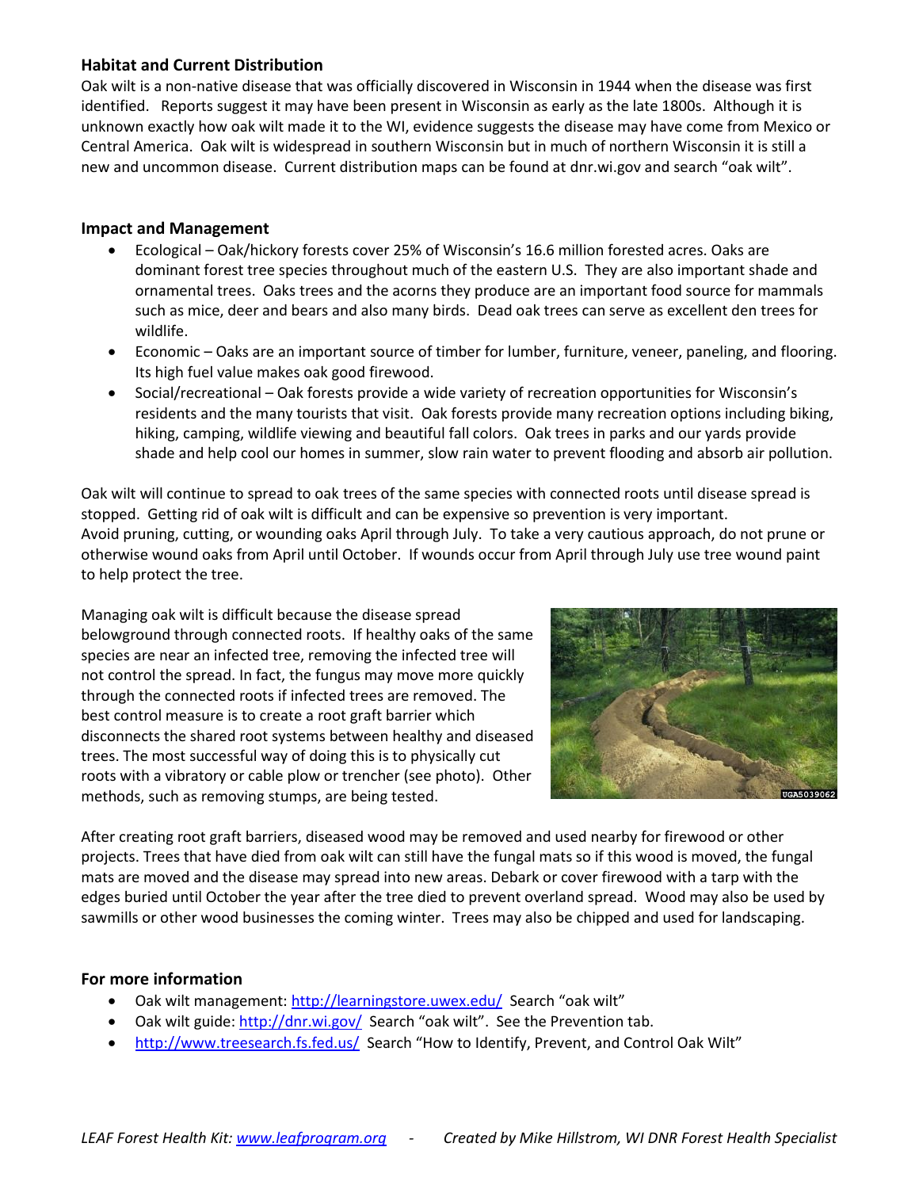## Habitat and Current Distribution

Oak wilt is a non-native disease that was officially discovered in Wisconsin in 1944 when the disease was first identified. Reports suggest it may have been present in Wisconsin as early as the late 1800s. Although it is unknown exactly how oak wilt made it to the WI, evidence suggests the disease may have come from Mexico or Central America. Oak wilt is widespread in southern Wisconsin but in much of northern Wisconsin it is still a new and uncommon disease. Current distribution maps can be found at dnr.wi.gov and search "oak wilt".

## Impact and Management

- Ecological – Oak/hickory forests cover 25% of Wisconsin's 16.6 million forested acres. Oaks are dominant forest tree species throughout much of the eastern U.S. They are also important shade and ornamental trees. Oaks trees and the acorns they produce are an important food source for mammals such as mice, deer and bears and also many birds. Dead oak trees can serve as excellent den trees for wildlife.
- Economic – Oaks are an important source of timber for lumber, furniture, veneer, paneling, and flooring. Its high fuel value makes oak good firewood.
- Social/recreational – Oak forests provide a wide variety of recreation opportunities for Wisconsin's residents and the many tourists that visit. Oak forests provide many recreation options including biking, hiking, camping, wildlife viewing and beautiful fall colors. Oak trees in parks and our yards provide shade and help cool our homes in summer, slow rain water to prevent flooding and absorb air pollution.

Oak wilt will continue to spread to oak trees of the same species with connected roots until disease spread is stopped. Getting rid of oak wilt is difficult and can be expensive so prevention is very important.
Avoid pruning, cutting, or wounding oaks April through July. To take a very cautious approach, do not prune or otherwise wound oaks from April until October. If wounds occur from April through July use tree wound paint to help protect the tree.

Managing oak wilt is difficult because the disease spread belowground through connected roots. If healthy oaks of the same species are near an infected tree, removing the infected tree will not control the spread. In fact, the fungus may move more quickly through the connected roots if infected trees are removed. The best control measure is to create a root graft barrier which disconnects the shared root systems between healthy and diseased trees. The most successful way of doing this is to physically cut roots with a vibratory or cable plow or trencher (see photo). Other methods, such as removing stumps, are being tested.

UGA5039062

After creating root graft barriers, diseased wood may be removed and used nearby for firewood or other projects. Trees that have died from oak wilt can still have the fungal mats so if this wood is moved, the fungal mats are moved and the disease may spread into new areas. Debark or cover firewood with a tarp with the edges buried until October the year after the tree died to prevent overland spread. Wood may also be used by sawmills or other wood businesses the coming winter. Trees may also be chipped and used for landscaping.

## For more information

- Oak wilt management: http://learningstore.uwex.edu/ Search "oak wilt"
- Oak wilt guide: http://dnr.wi.gov/ Search "oak wilt". See the Prevention tab.
- http://www.treesearch.fs.fed.us/ Search "How to Identify, Prevent, and Control Oak Wilt"

*LEAF Forest Health Kit: www.leafprogram.org - Created by Mike Hillstrom, WI DNR Forest Health Specialist*